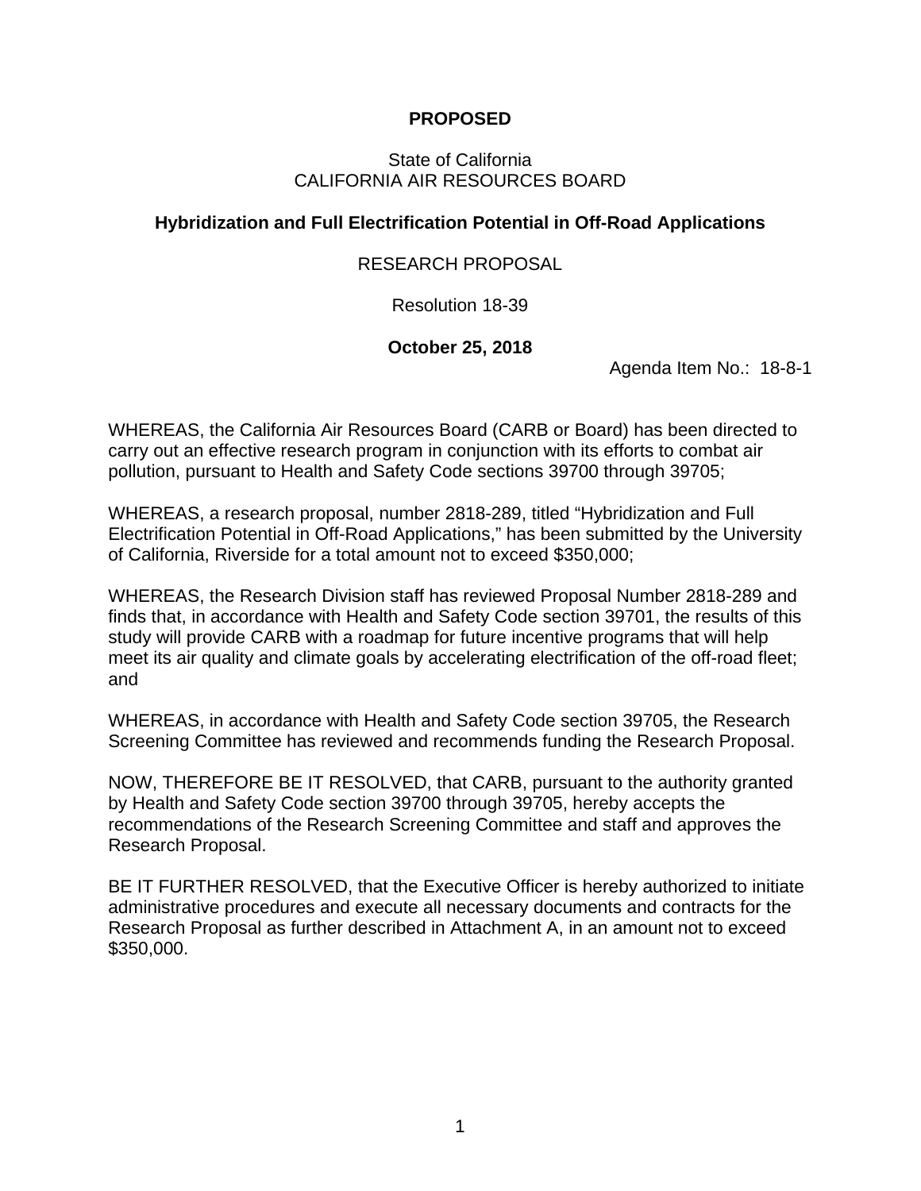**PROPOSED**

State of California
CALIFORNIA AIR RESOURCES BOARD

**Hybridization and Full Electrification Potential in Off-Road Applications**

RESEARCH PROPOSAL

Resolution 18-39

**October 25, 2018**

Agenda Item No.: 18-8-1

WHEREAS, the California Air Resources Board (CARB or Board) has been directed to carry out an effective research program in conjunction with its efforts to combat air pollution, pursuant to Health and Safety Code sections 39700 through 39705;

WHEREAS, a research proposal, number 2818-289, titled "Hybridization and Full Electrification Potential in Off-Road Applications," has been submitted by the University of California, Riverside for a total amount not to exceed $350,000;

WHEREAS, the Research Division staff has reviewed Proposal Number 2818-289 and finds that, in accordance with Health and Safety Code section 39701, the results of this study will provide CARB with a roadmap for future incentive programs that will help meet its air quality and climate goals by accelerating electrification of the off-road fleet; and

WHEREAS, in accordance with Health and Safety Code section 39705, the Research Screening Committee has reviewed and recommends funding the Research Proposal.

NOW, THEREFORE BE IT RESOLVED, that CARB, pursuant to the authority granted by Health and Safety Code section 39700 through 39705, hereby accepts the recommendations of the Research Screening Committee and staff and approves the Research Proposal.

BE IT FURTHER RESOLVED, that the Executive Officer is hereby authorized to initiate administrative procedures and execute all necessary documents and contracts for the Research Proposal as further described in Attachment A, in an amount not to exceed $350,000.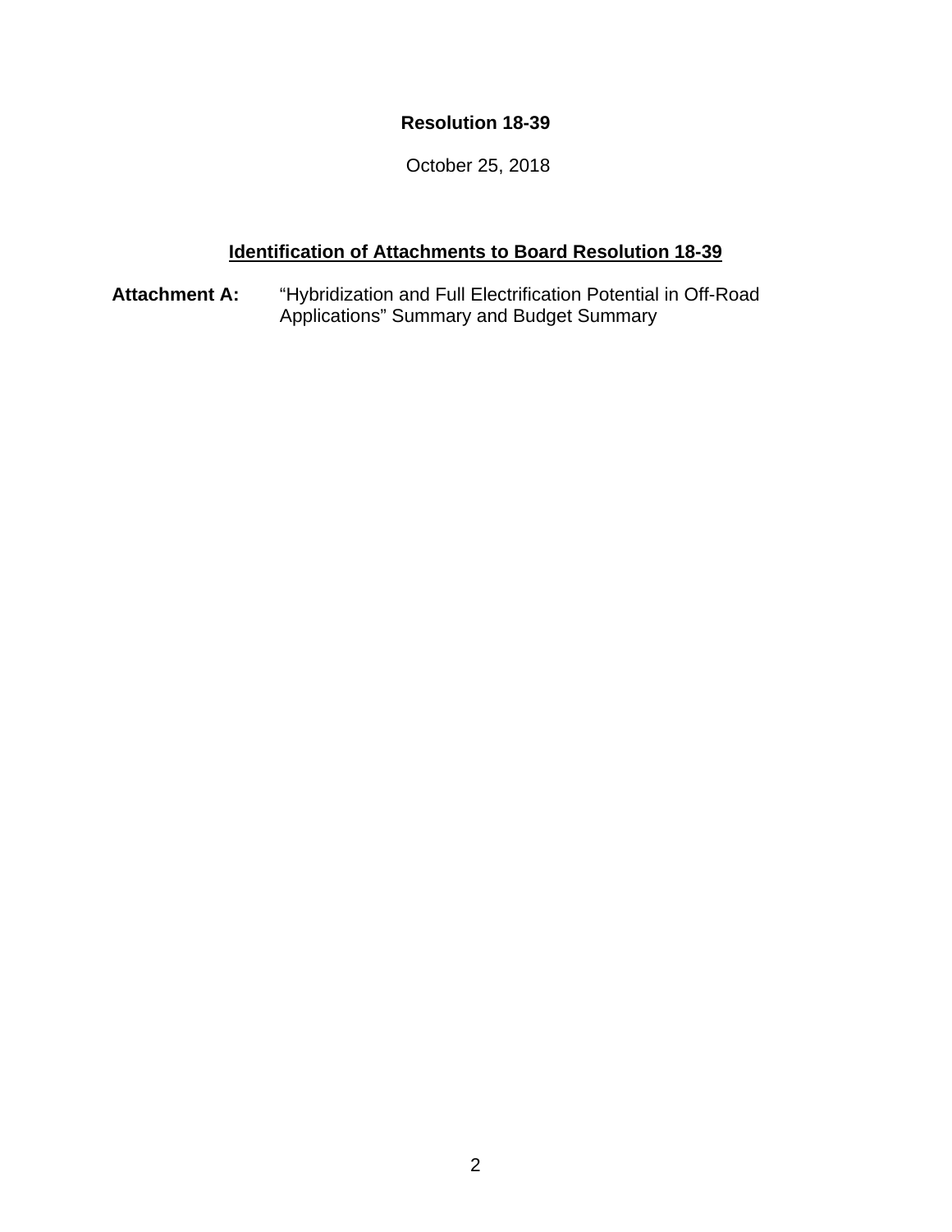**Resolution 18-39**

October 25, 2018

**<u>Identification of Attachments to Board Resolution 18-39</u>**

**Attachment A:** “Hybridization and Full Electrification Potential in Off-Road Applications” Summary and Budget Summary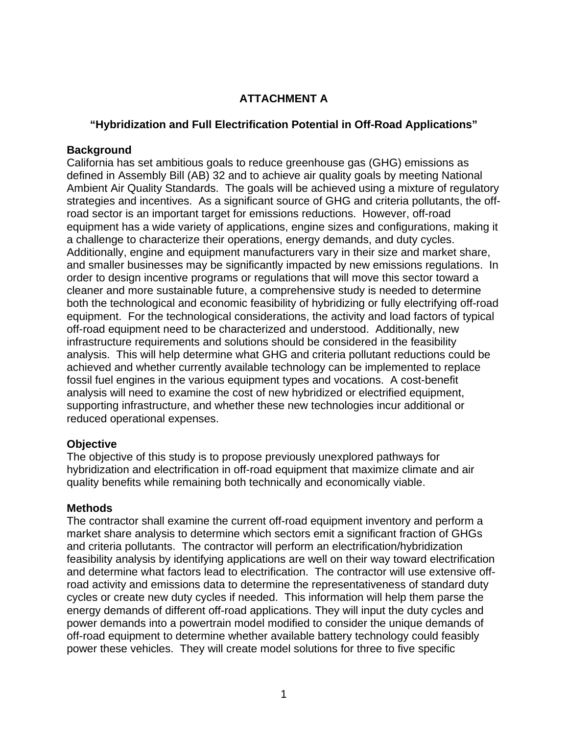# ATTACHMENT A

## "Hybridization and Full Electrification Potential in Off-Road Applications"

### Background

California has set ambitious goals to reduce greenhouse gas (GHG) emissions as defined in Assembly Bill (AB) 32 and to achieve air quality goals by meeting National Ambient Air Quality Standards. The goals will be achieved using a mixture of regulatory strategies and incentives. As a significant source of GHG and criteria pollutants, the off-road sector is an important target for emissions reductions. However, off-road equipment has a wide variety of applications, engine sizes and configurations, making it a challenge to characterize their operations, energy demands, and duty cycles. Additionally, engine and equipment manufacturers vary in their size and market share, and smaller businesses may be significantly impacted by new emissions regulations. In order to design incentive programs or regulations that will move this sector toward a cleaner and more sustainable future, a comprehensive study is needed to determine both the technological and economic feasibility of hybridizing or fully electrifying off-road equipment. For the technological considerations, the activity and load factors of typical off-road equipment need to be characterized and understood. Additionally, new infrastructure requirements and solutions should be considered in the feasibility analysis. This will help determine what GHG and criteria pollutant reductions could be achieved and whether currently available technology can be implemented to replace fossil fuel engines in the various equipment types and vocations. A cost-benefit analysis will need to examine the cost of new hybridized or electrified equipment, supporting infrastructure, and whether these new technologies incur additional or reduced operational expenses.

### Objective

The objective of this study is to propose previously unexplored pathways for hybridization and electrification in off-road equipment that maximize climate and air quality benefits while remaining both technically and economically viable.

### Methods

The contractor shall examine the current off-road equipment inventory and perform a market share analysis to determine which sectors emit a significant fraction of GHGs and criteria pollutants. The contractor will perform an electrification/hybridization feasibility analysis by identifying applications are well on their way toward electrification and determine what factors lead to electrification. The contractor will use extensive off-road activity and emissions data to determine the representativeness of standard duty cycles or create new duty cycles if needed. This information will help them parse the energy demands of different off-road applications. They will input the duty cycles and power demands into a powertrain model modified to consider the unique demands of off-road equipment to determine whether available battery technology could feasibly power these vehicles. They will create model solutions for three to five specific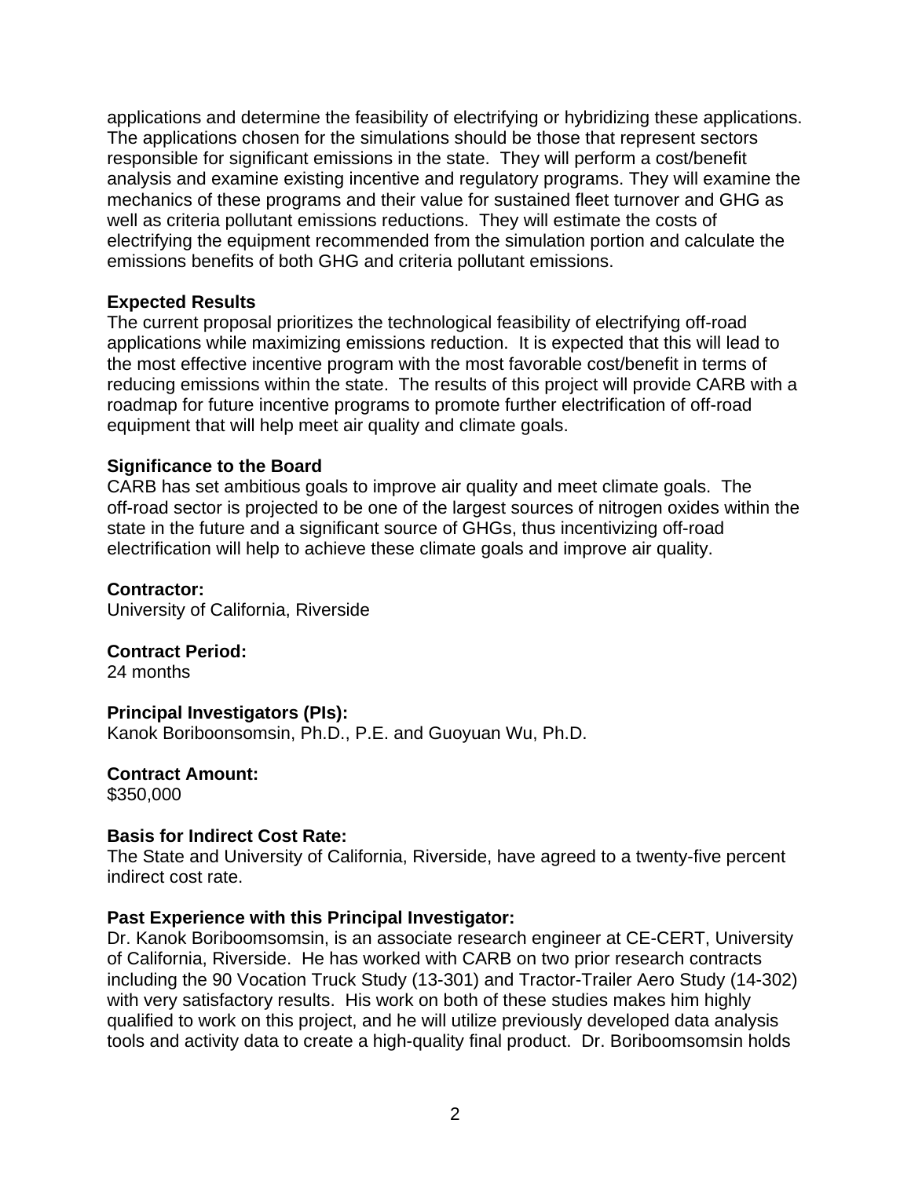applications and determine the feasibility of electrifying or hybridizing these applications. The applications chosen for the simulations should be those that represent sectors responsible for significant emissions in the state. They will perform a cost/benefit analysis and examine existing incentive and regulatory programs. They will examine the mechanics of these programs and their value for sustained fleet turnover and GHG as well as criteria pollutant emissions reductions. They will estimate the costs of electrifying the equipment recommended from the simulation portion and calculate the emissions benefits of both GHG and criteria pollutant emissions.

**Expected Results**
The current proposal prioritizes the technological feasibility of electrifying off-road applications while maximizing emissions reduction. It is expected that this will lead to the most effective incentive program with the most favorable cost/benefit in terms of reducing emissions within the state. The results of this project will provide CARB with a roadmap for future incentive programs to promote further electrification of off-road equipment that will help meet air quality and climate goals.

**Significance to the Board**
CARB has set ambitious goals to improve air quality and meet climate goals. The off-road sector is projected to be one of the largest sources of nitrogen oxides within the state in the future and a significant source of GHGs, thus incentivizing off-road electrification will help to achieve these climate goals and improve air quality.

**Contractor:**
University of California, Riverside

**Contract Period:**
24 months

**Principal Investigators (PIs):**
Kanok Boriboonsomsin, Ph.D., P.E. and Guoyuan Wu, Ph.D.

**Contract Amount:**
$350,000

**Basis for Indirect Cost Rate:**
The State and University of California, Riverside, have agreed to a twenty-five percent indirect cost rate.

**Past Experience with this Principal Investigator:**
Dr. Kanok Boriboomsomsin, is an associate research engineer at CE-CERT, University of California, Riverside. He has worked with CARB on two prior research contracts including the 90 Vocation Truck Study (13-301) and Tractor-Trailer Aero Study (14-302) with very satisfactory results. His work on both of these studies makes him highly qualified to work on this project, and he will utilize previously developed data analysis tools and activity data to create a high-quality final product. Dr. Boriboomsomsin holds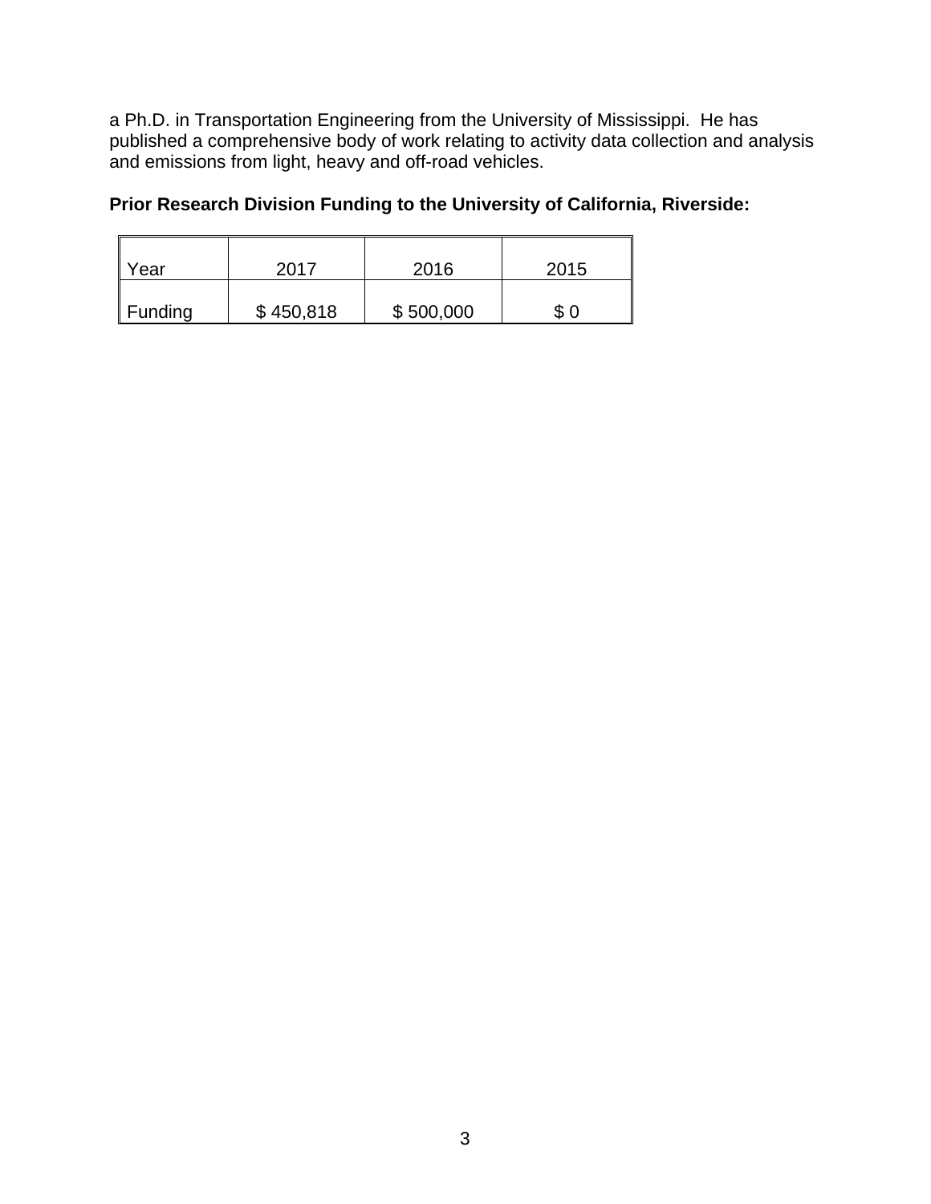a Ph.D. in Transportation Engineering from the University of Mississippi. He has published a comprehensive body of work relating to activity data collection and analysis and emissions from light, heavy and off-road vehicles.

**Prior Research Division Funding to the University of California, Riverside:**

| Year | 2017 | 2016 | 2015 |
|---|---|---|---|
| Funding | $ 450,818 | $ 500,000 | $ 0 |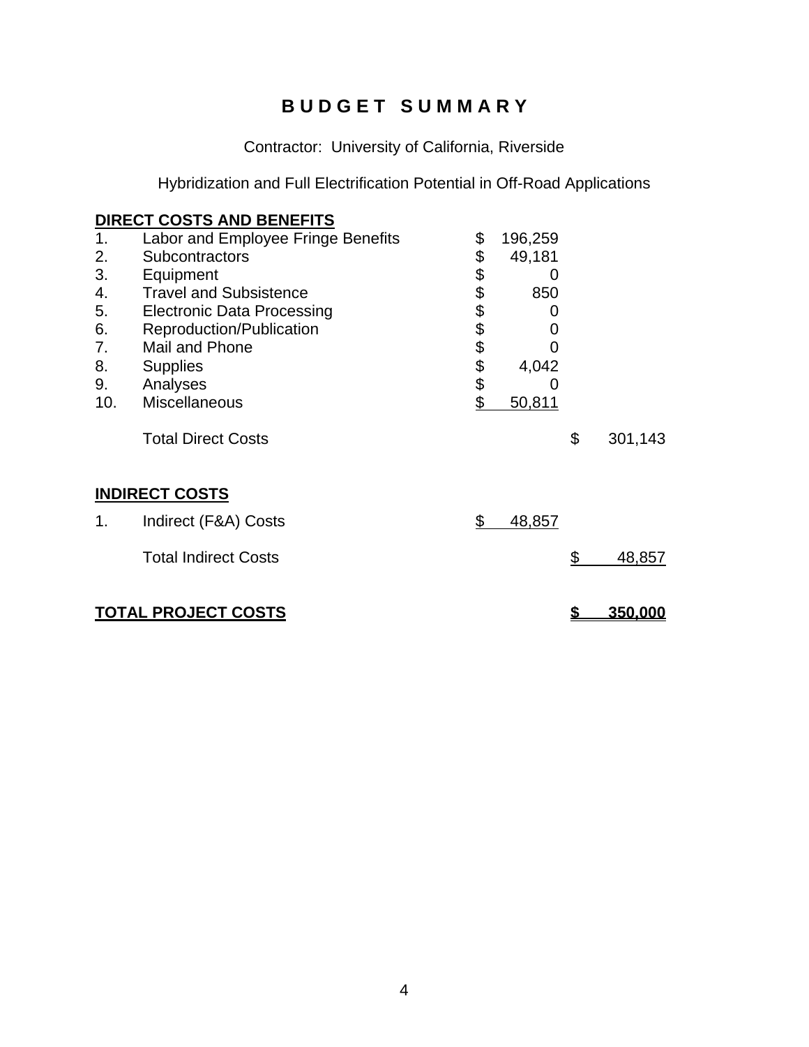# B U D G E T   S U M M A R Y

Contractor: University of California, Riverside

Hybridization and Full Electrification Potential in Off-Road Applications

| | | | |
|---|---|---|---|
| **DIRECT COSTS AND BENEFITS** | | | |
| 1. | Labor and Employee Fringe Benefits | $ 196,259 | |
| 2. | Subcontractors | $ 49,181 | |
| 3. | Equipment | $ 0 | |
| 4. | Travel and Subsistence | $ 850 | |
| 5. | Electronic Data Processing | $ 0 | |
| 6. | Reproduction/Publication | $ 0 | |
| 7. | Mail and Phone | $ 0 | |
| 8. | Supplies | $ 4,042 | |
| 9. | Analyses | $ 0 | |
| 10. | Miscellaneous | $ 50,811 | |
| | Total Direct Costs | | $ 301,143 |
| **INDIRECT COSTS** | | | |
| 1. | Indirect (F&A) Costs | $ 48,857 | |
| | Total Indirect Costs | | $ 48,857 |
| **TOTAL PROJECT COSTS** | | | **$ 350,000** |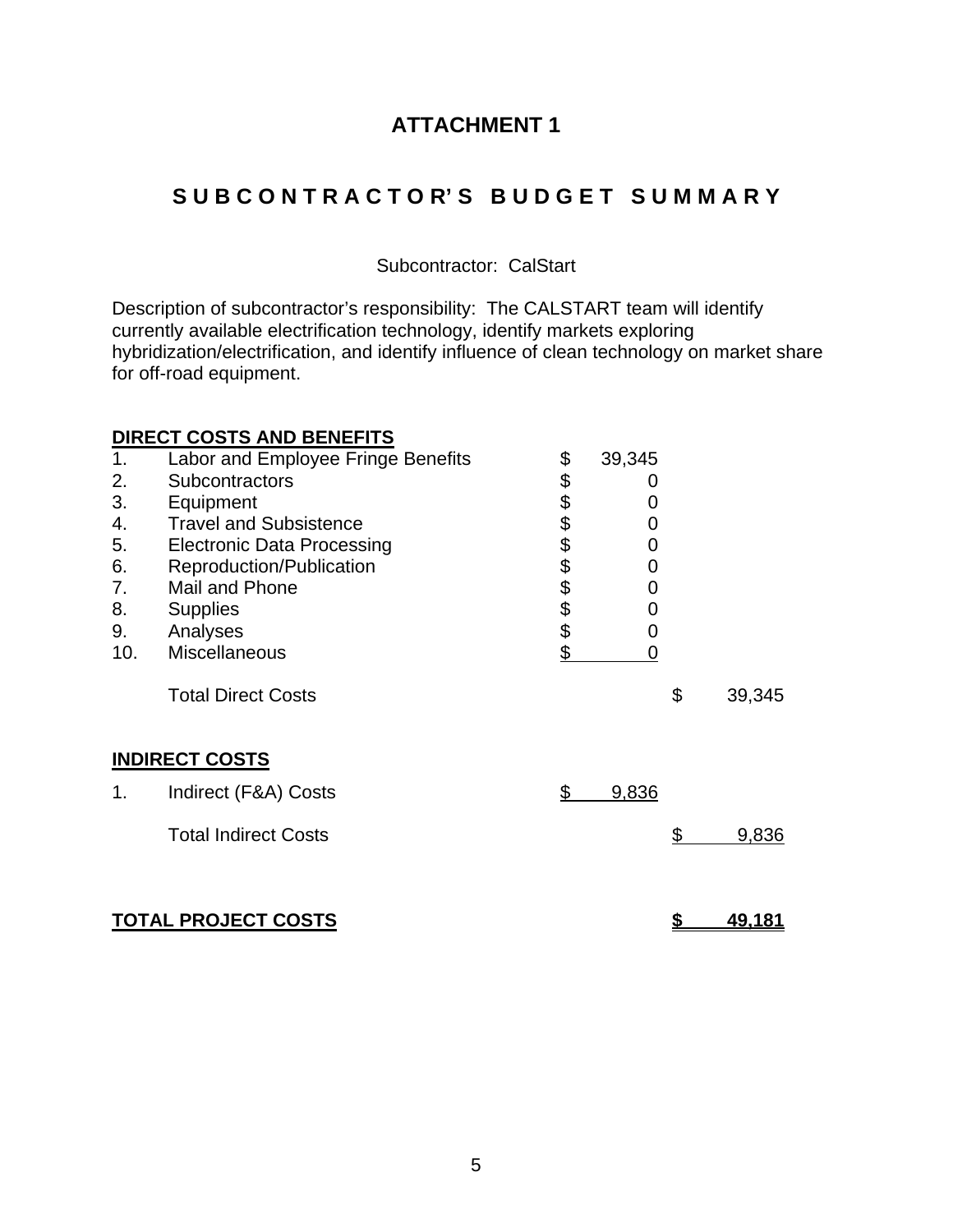# ATTACHMENT 1

## SUBCONTRACTOR'S BUDGET SUMMARY

Subcontractor: CalStart

Description of subcontractor's responsibility: The CALSTART team will identify currently available electrification technology, identify markets exploring hybridization/electrification, and identify influence of clean technology on market share for off-road equipment.

**DIRECT COSTS AND BENEFITS**

| | | | |
|---|---|---|---|
| 1. | Labor and Employee Fringe Benefits | $ 39,345 | |
| 2. | Subcontractors | $ 0 | |
| 3. | Equipment | $ 0 | |
| 4. | Travel and Subsistence | $ 0 | |
| 5. | Electronic Data Processing | $ 0 | |
| 6. | Reproduction/Publication | $ 0 | |
| 7. | Mail and Phone | $ 0 | |
| 8. | Supplies | $ 0 | |
| 9. | Analyses | $ 0 | |
| 10. | Miscellaneous | $ 0 | |
| | Total Direct Costs | | $ 39,345 |

**INDIRECT COSTS**

| | | | |
|---|---|---|---|
| 1. | Indirect (F&A) Costs | $ 9,836 | |
| | Total Indirect Costs | | $ 9,836 |

**TOTAL PROJECT COSTS** **$ 49,181**